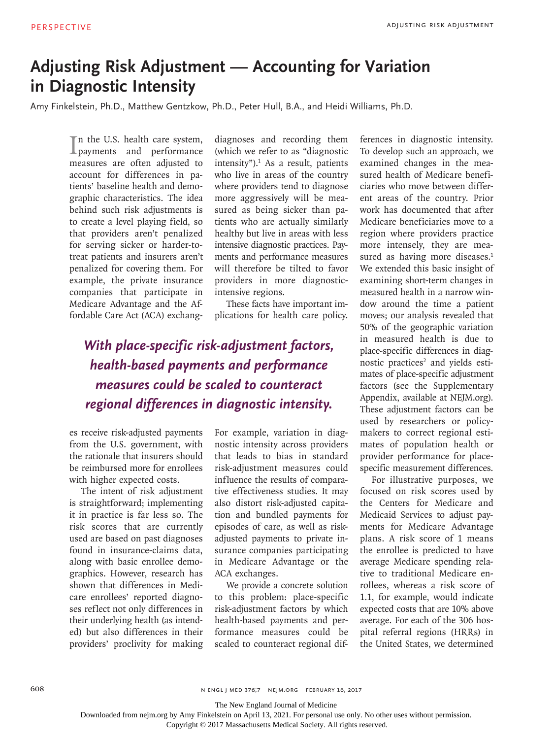# Adjusting Risk Adjustment — Accounting for Variation in Diagnostic Intensity

Amy Finkelstein, Ph.D., Matthew Gentzkow, Ph.D., Peter Hull, B.A., and Heidi Williams, Ph.D.

In the U.S. health care system, payments and performance measures are often adjusted to account for differences in patients' baseline health and demographic characteristics. The idea behind such risk adjustments is to create a level playing field, so that providers aren't penalized for serving sicker or harder-to-treat patients and insurers aren't penalized for covering them. For example, the private insurance companies that participate in Medicare Advantage and the Affordable Care Act (ACA) exchanges receive risk-adjusted payments from the U.S. government, with the rationale that insurers should be reimbursed more for enrollees with higher expected costs.

The intent of risk adjustment is straightforward; implementing it in practice is far less so. The risk scores that are currently used are based on past diagnoses found in insurance-claims data, along with basic enrollee demographics. However, research has shown that differences in Medicare enrollees' reported diagnoses reflect not only differences in their underlying health (as intended) but also differences in their providers' proclivity for making diagnoses and recording them (which we refer to as "diagnostic intensity").[1] As a result, patients who live in areas of the country where providers tend to diagnose more aggressively will be measured as being sicker than patients who are actually similarly healthy but live in areas with less intensive diagnostic practices. Payments and performance measures will therefore be tilted to favor providers in more diagnostic-intensive regions.

*With place-specific risk-adjustment factors, health-based payments and performance measures could be scaled to counteract regional differences in diagnostic intensity.*

These facts have important implications for health care policy. For example, variation in diagnostic intensity across providers that leads to bias in standard risk-adjustment measures could influence the results of comparative effectiveness studies. It may also distort risk-adjusted capitation and bundled payments for episodes of care, as well as risk-adjusted payments to private insurance companies participating in Medicare Advantage or the ACA exchanges.

We provide a concrete solution to this problem: place-specific risk-adjustment factors by which health-based payments and performance measures could be scaled to counteract regional differences in diagnostic intensity. To develop such an approach, we examined changes in the measured health of Medicare beneficiaries who move between different areas of the country. Prior work has documented that after Medicare beneficiaries move to a region where providers practice more intensely, they are measured as having more diseases.[1] We extended this basic insight of examining short-term changes in measured health in a narrow window around the time a patient moves; our analysis revealed that 50% of the geographic variation in measured health is due to place-specific differences in diagnostic practices[2] and yields estimates of place-specific adjustment factors (see the Supplementary Appendix, available at NEJM.org). These adjustment factors can be used by researchers or policymakers to correct regional estimates of population health or provider performance for place-specific measurement differences.

For illustrative purposes, we focused on risk scores used by the Centers for Medicare and Medicaid Services to adjust payments for Medicare Advantage plans. A risk score of 1 means the enrollee is predicted to have average Medicare spending relative to traditional Medicare enrollees, whereas a risk score of 1.1, for example, would indicate expected costs that are 10% above average. For each of the 306 hospital referral regions (HRRs) in the United States, we determined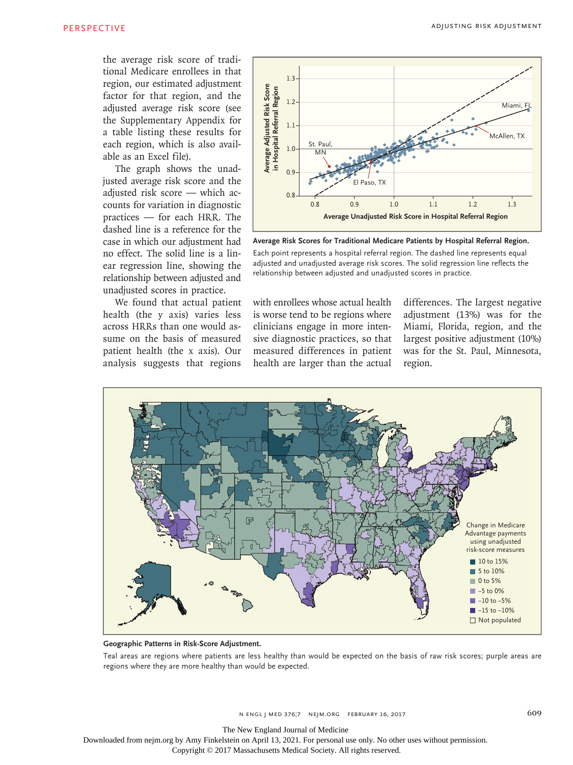the average risk score of traditional Medicare enrollees in that region, our estimated adjustment factor for that region, and the adjusted average risk score (see the Supplementary Appendix for a table listing these results for each region, which is also available as an Excel file).

The graph shows the unadjusted average risk score and the adjusted risk score — which accounts for variation in diagnostic practices — for each HRR. The dashed line is a reference for the case in which our adjustment had no effect. The solid line is a linear regression line, showing the relationship between adjusted and unadjusted scores in practice.

We found that actual patient health (the y axis) varies less across HRRs than one would assume on the basis of measured patient health (the x axis). Our analysis suggests that regions with enrollees whose actual health is worse tend to be regions where clinicians engage in more intensive diagnostic practices, so that measured differences in patient health are larger than the actual differences. The largest negative adjustment (13%) was for the Miami, Florida, region, and the largest positive adjustment (10%) was for the St. Paul, Minnesota, region.

**Average Risk Scores for Traditional Medicare Patients by Hospital Referral Region.**

Each point represents a hospital referral region. The dashed line represents equal adjusted and unadjusted average risk scores. The solid regression line reflects the relationship between adjusted and unadjusted scores in practice.

**Geographic Patterns in Risk-Score Adjustment.**

Teal areas are regions where patients are less healthy than would be expected on the basis of raw risk scores; purple areas are regions where they are more healthy than would be expected.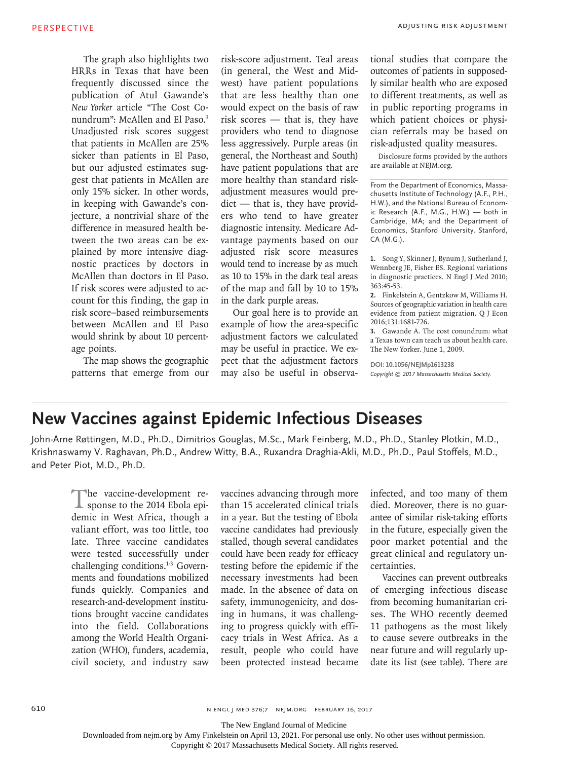The graph also highlights two HRRs in Texas that have been frequently discussed since the publication of Atul Gawande's *New Yorker* article "The Cost Conundrum": McAllen and El Paso.[3] Unadjusted risk scores suggest that patients in McAllen are 25% sicker than patients in El Paso, but our adjusted estimates suggest that patients in McAllen are only 15% sicker. In other words, in keeping with Gawande's conjecture, a nontrivial share of the difference in measured health between the two areas can be explained by more intensive diagnostic practices by doctors in McAllen than doctors in El Paso. If risk scores were adjusted to account for this finding, the gap in risk score–based reimbursements between McAllen and El Paso would shrink by about 10 percentage points.

The map shows the geographic patterns that emerge from our risk-score adjustment. Teal areas (in general, the West and Midwest) have patient populations that are less healthy than one would expect on the basis of raw risk scores — that is, they have providers who tend to diagnose less aggressively. Purple areas (in general, the Northeast and South) have patient populations that are more healthy than standard risk-adjustment measures would predict — that is, they have providers who tend to have greater diagnostic intensity. Medicare Advantage payments based on our adjusted risk score measures would tend to increase by as much as 10 to 15% in the dark teal areas of the map and fall by 10 to 15% in the dark purple areas.

Our goal here is to provide an example of how the area-specific adjustment factors we calculated may be useful in practice. We expect that the adjustment factors may also be useful in observational studies that compare the outcomes of patients in supposedly similar health who are exposed to different treatments, as well as in public reporting programs in which patient choices or physician referrals may be based on risk-adjusted quality measures.

Disclosure forms provided by the authors are available at NEJM.org.

From the Department of Economics, Massachusetts Institute of Technology (A.F., P.H., H.W.), and the National Bureau of Economic Research (A.F., M.G., H.W.) — both in Cambridge, MA; and the Department of Economics, Stanford University, Stanford, CA (M.G.).

1. Song Y, Skinner J, Bynum J, Sutherland J, Wennberg JE, Fisher ES. Regional variations in diagnostic practices. N Engl J Med 2010; 363:45-53.
2. Finkelstein A, Gentzkow M, Williams H. Sources of geographic variation in health care: evidence from patient migration. Q J Econ 2016;131:1681-726.
3. Gawande A. The cost conundrum: what a Texas town can teach us about health care. The New Yorker. June 1, 2009.

DOI: 10.1056/NEJMp1613238
*Copyright © 2017 Massachusetts Medical Society.*

# New Vaccines against Epidemic Infectious Diseases

John-Arne Røttingen, M.D., Ph.D., Dimitrios Gouglas, M.Sc., Mark Feinberg, M.D., Ph.D., Stanley Plotkin, M.D., Krishnaswamy V. Raghavan, Ph.D., Andrew Witty, B.A., Ruxandra Draghia-Akli, M.D., Ph.D., Paul Stoffels, M.D., and Peter Piot, M.D., Ph.D.

The vaccine-development response to the 2014 Ebola epidemic in West Africa, though a valiant effort, was too little, too late. Three vaccine candidates were tested successfully under challenging conditions.[1-3] Governments and foundations mobilized funds quickly. Companies and research-and-development institutions brought vaccine candidates into the field. Collaborations among the World Health Organization (WHO), funders, academia, civil society, and industry saw vaccines advancing through more than 15 accelerated clinical trials in a year. But the testing of Ebola vaccine candidates had previously stalled, though several candidates could have been ready for efficacy testing before the epidemic if the necessary investments had been made. In the absence of data on safety, immunogenicity, and dosing in humans, it was challenging to progress quickly with efficacy trials in West Africa. As a result, people who could have been protected instead became infected, and too many of them died. Moreover, there is no guarantee of similar risk-taking efforts in the future, especially given the poor market potential and the great clinical and regulatory uncertainties.

Vaccines can prevent outbreaks of emerging infectious disease from becoming humanitarian crises. The WHO recently deemed 11 pathogens as the most likely to cause severe outbreaks in the near future and will regularly update its list (see table). There are